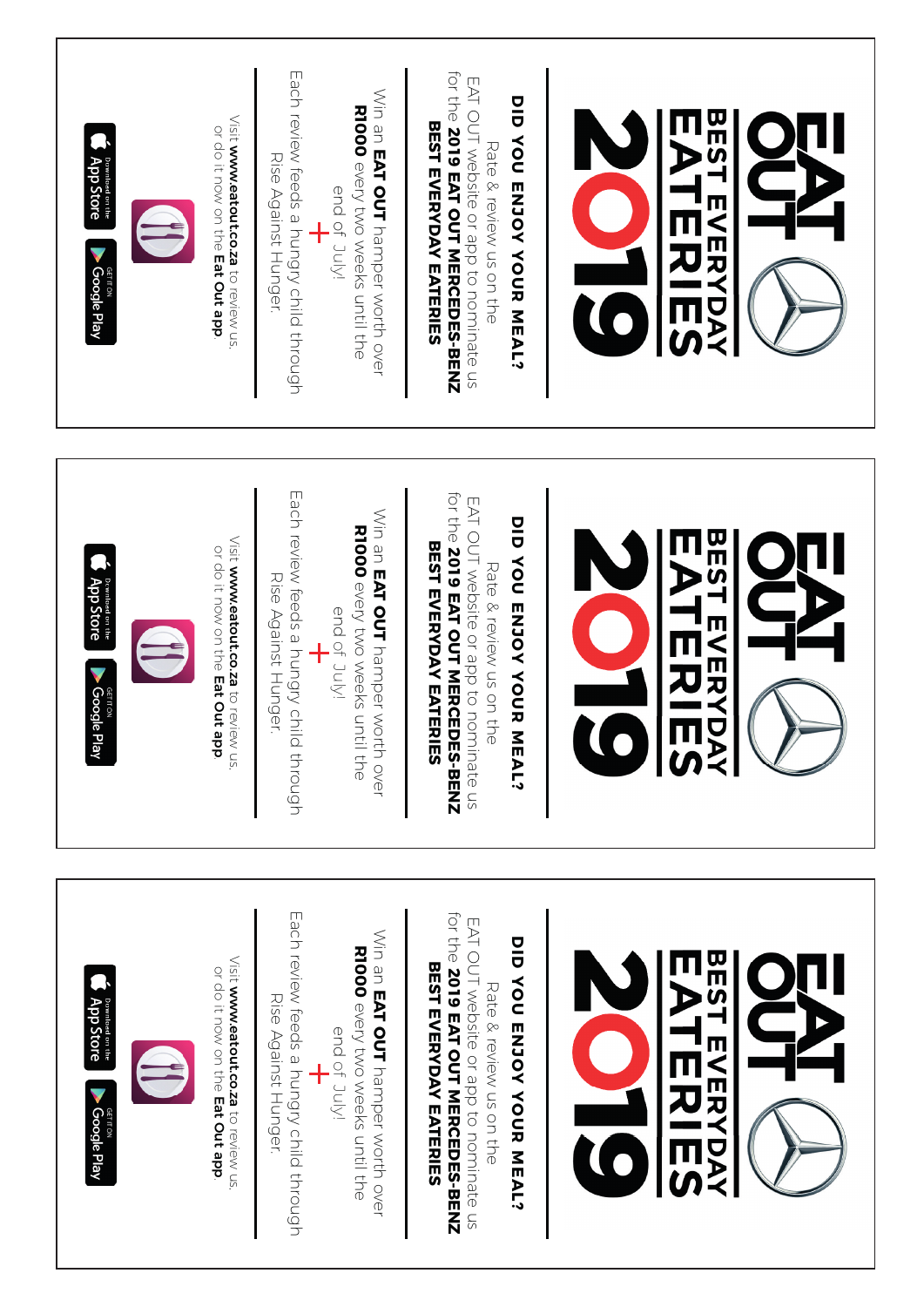# EAT OUT BEST EVERYDAY EATERIES 2019

**DID YOU ENJOY YOUR MEAL?**

Rate & review us on the EAT OUT website or app to nominate us for the **2019 EAT OUT MERCEDES-BENZ BEST EVERYDAY EATERIES**

Win an **EAT OUT** hamper worth over **R1000** every two weeks until the end of July!

+

Each review feeds a hungry child through Rise Against Hunger.

Visit **www.eatout.co.za** to review us, or do it now on the **Eat Out app**.

Download on the App Store | GET IT ON Google Play

---

# EAT OUT BEST EVERYDAY EATERIES 2019

**DID YOU ENJOY YOUR MEAL?**

Rate & review us on the EAT OUT website or app to nominate us for the **2019 EAT OUT MERCEDES-BENZ BEST EVERYDAY EATERIES**

Win an **EAT OUT** hamper worth over **R1000** every two weeks until the end of July!

+

Each review feeds a hungry child through Rise Against Hunger.

Visit **www.eatout.co.za** to review us, or do it now on the **Eat Out app**.

Download on the App Store | GET IT ON Google Play

---

# EAT OUT BEST EVERYDAY EATERIES 2019

**DID YOU ENJOY YOUR MEAL?**

Rate & review us on the EAT OUT website or app to nominate us for the **2019 EAT OUT MERCEDES-BENZ BEST EVERYDAY EATERIES**

Win an **EAT OUT** hamper worth over **R1000** every two weeks until the end of July!

+

Each review feeds a hungry child through Rise Against Hunger.

Visit **www.eatout.co.za** to review us, or do it now on the **Eat Out app**.

Download on the App Store | GET IT ON Google Play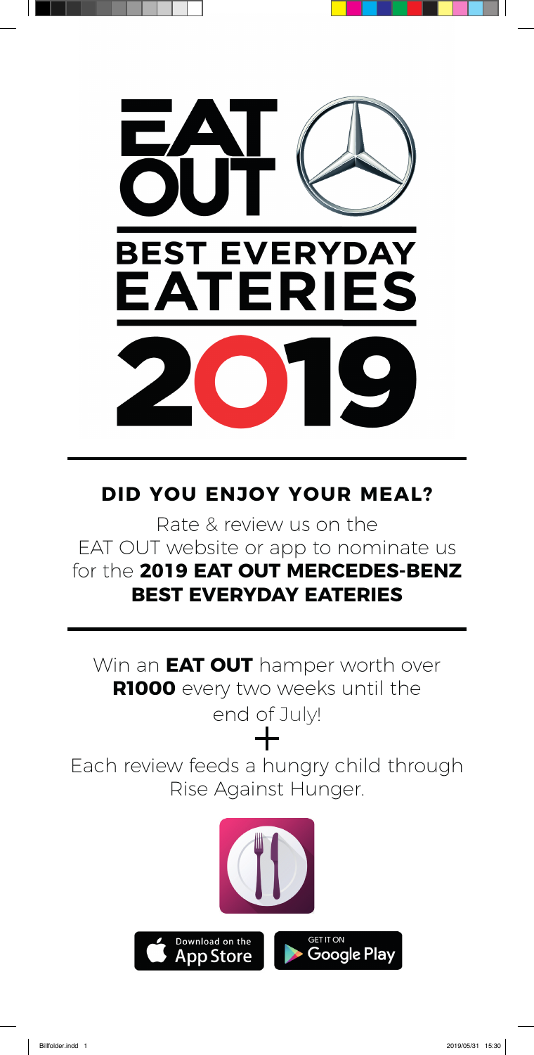# EAT OUT

# BEST EVERYDAY EATERIES 2019

## DID YOU ENJOY YOUR MEAL?

Rate & review us on the EAT OUT website or app to nominate us for the **2019 EAT OUT MERCEDES-BENZ BEST EVERYDAY EATERIES**

Win an **EAT OUT** hamper worth over **R1000** every two weeks until the end of July!

+

Each review feeds a hungry child through Rise Against Hunger.

Download on the App Store

GET IT ON Google Play